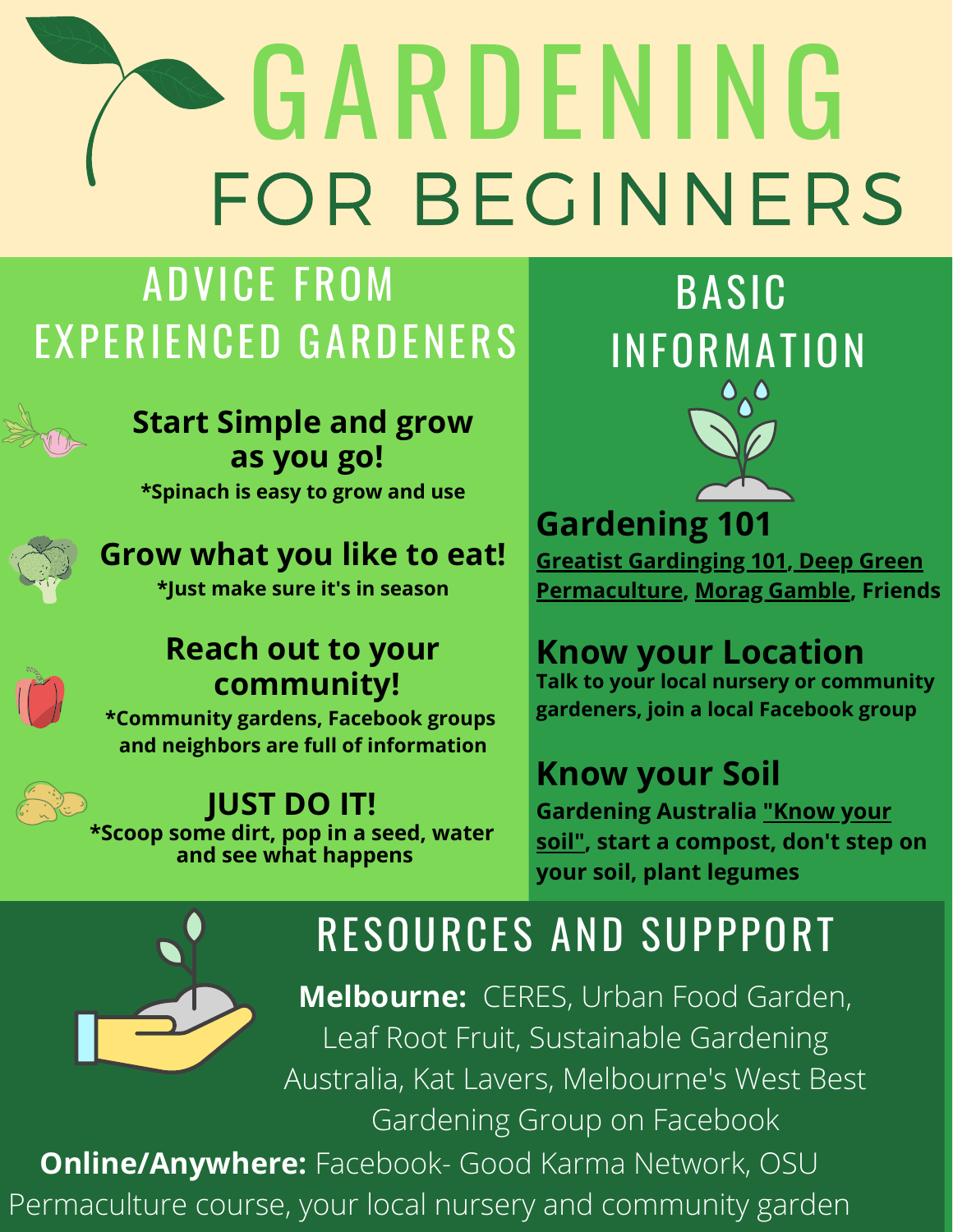# GARDENING

## FOR BEGINNERS

## ADVICE FROM EXPERIENCED GARDENERS

### Start Simple and grow as you go!

*Spinach is easy to grow and use

### Grow what you like to eat!

*Just make sure it's in season

### Reach out to your community!

*Community gardens, Facebook groups and neighbors are full of information

### JUST DO IT!

*Scoop some dirt, pop in a seed, water and see what happens

## BASIC INFORMATION

### Gardening 101

Greatist Gardinging 101, Deep Green Permaculture, Morag Gamble, Friends

### Know your Location

Talk to your local nursery or community gardeners, join a local Facebook group

### Know your Soil

Gardening Australia "Know your soil", start a compost, don't step on your soil, plant legumes

## RESOURCES AND SUPPPORT

**Melbourne:** CERES, Urban Food Garden, Leaf Root Fruit, Sustainable Gardening Australia, Kat Lavers, Melbourne's West Best Gardening Group on Facebook

**Online/Anywhere:** Facebook- Good Karma Network, OSU Permaculture course, your local nursery and community garden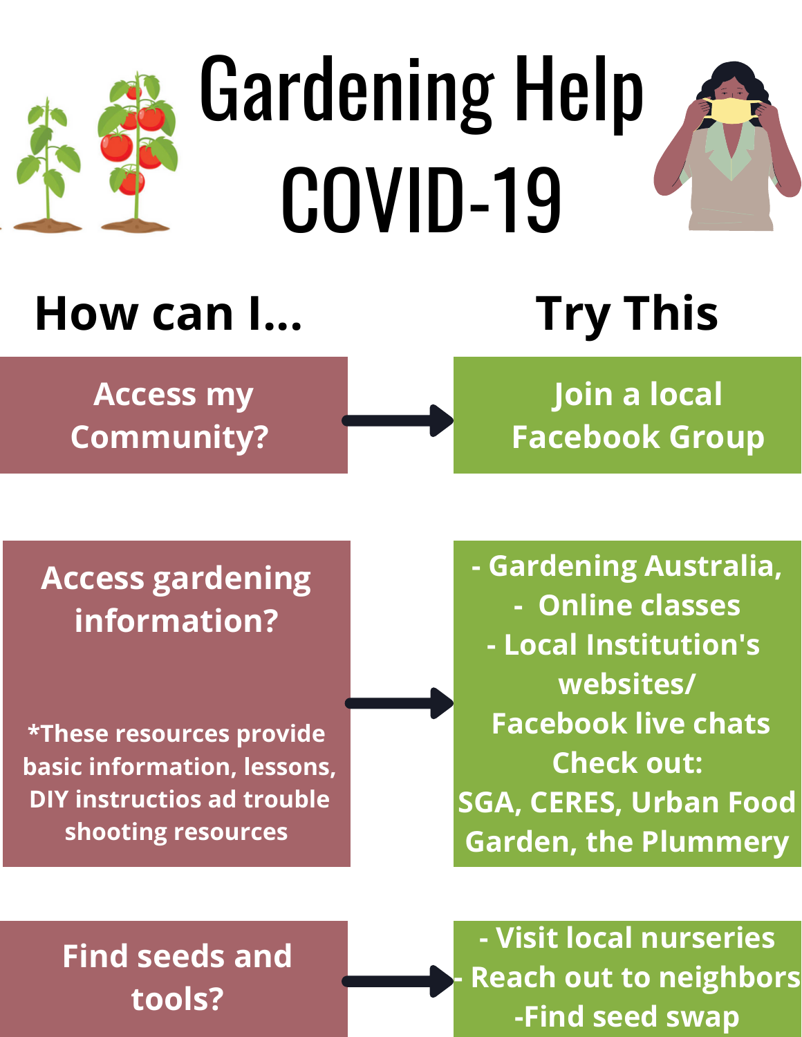# Gardening Help COVID-19

| How can I... | Try This |
| --- | --- |
| Access my Community? | Join a local Facebook Group |
| Access gardening information?<br><br>*These resources provide basic information, lessons, DIY instructios ad trouble shooting resources | - Gardening Australia,<br>- Online classes<br>- Local Institution's websites/ Facebook live chats<br>Check out:<br>SGA, CERES, Urban Food Garden, the Plummery |
| Find seeds and tools? | - Visit local nurseries<br>- Reach out to neighbors<br>-Find seed swap |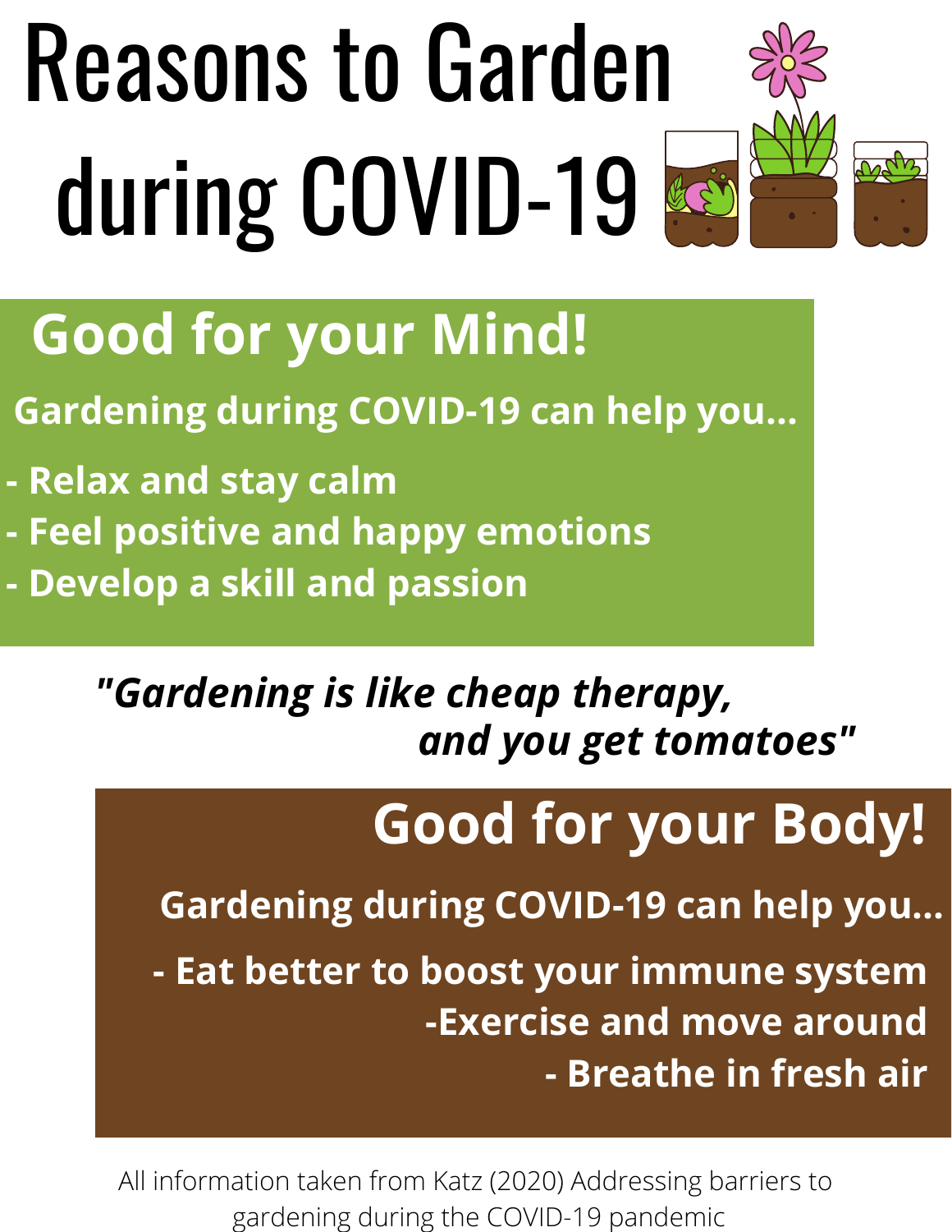# Reasons to Garden during COVID-19

## Good for your Mind!

**Gardening during COVID-19 can help you...**

- **Relax and stay calm**
- **Feel positive and happy emotions**
- **Develop a skill and passion**

***"Gardening is like cheap therapy, and you get tomatoes"***

## Good for your Body!

**Gardening during COVID-19 can help you...**

- **Eat better to boost your immune system**
- **Exercise and move around**
- **Breathe in fresh air**

All information taken from Katz (2020) Addressing barriers to gardening during the COVID-19 pandemic